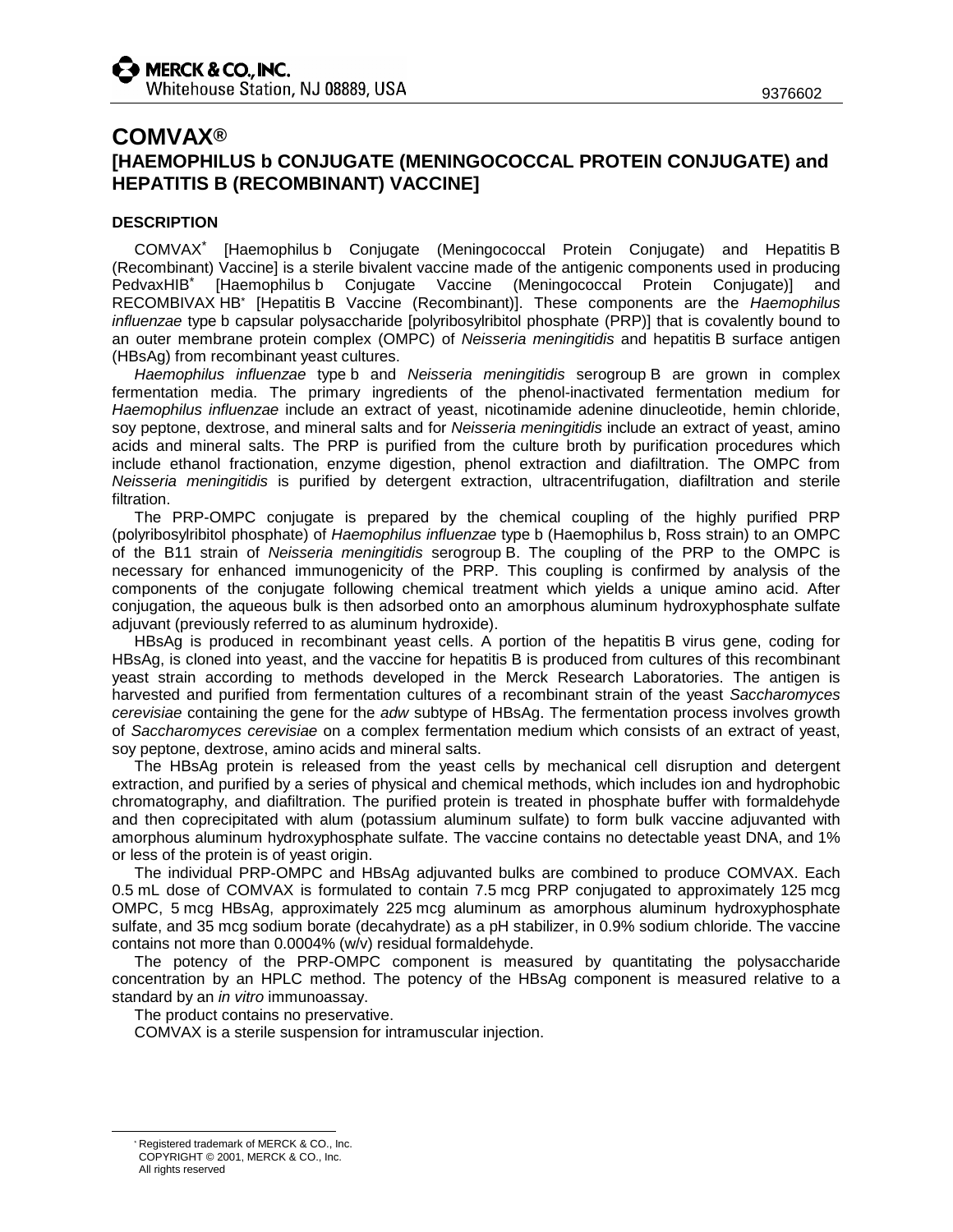MERCK & CO., INC.
Whitehouse Station, NJ 08889, USA

9376602

# COMVAX®
## [HAEMOPHILUS b CONJUGATE (MENINGOCOCCAL PROTEIN CONJUGATE) and HEPATITIS B (RECOMBINANT) VACCINE]

### DESCRIPTION

COMVAX* [Haemophilus b Conjugate (Meningococcal Protein Conjugate) and Hepatitis B (Recombinant) Vaccine] is a sterile bivalent vaccine made of the antigenic components used in producing PedvaxHIB* [Haemophilus b Conjugate Vaccine (Meningococcal Protein Conjugate)] and RECOMBIVAX HB* [Hepatitis B Vaccine (Recombinant)]. These components are the *Haemophilus influenzae* type b capsular polysaccharide [polyribosylribitol phosphate (PRP)] that is covalently bound to an outer membrane protein complex (OMPC) of *Neisseria meningitidis* and hepatitis B surface antigen (HBsAg) from recombinant yeast cultures.

*Haemophilus influenzae* type b and *Neisseria meningitidis* serogroup B are grown in complex fermentation media. The primary ingredients of the phenol-inactivated fermentation medium for *Haemophilus influenzae* include an extract of yeast, nicotinamide adenine dinucleotide, hemin chloride, soy peptone, dextrose, and mineral salts and for *Neisseria meningitidis* include an extract of yeast, amino acids and mineral salts. The PRP is purified from the culture broth by purification procedures which include ethanol fractionation, enzyme digestion, phenol extraction and diafiltration. The OMPC from *Neisseria meningitidis* is purified by detergent extraction, ultracentrifugation, diafiltration and sterile filtration.

The PRP-OMPC conjugate is prepared by the chemical coupling of the highly purified PRP (polyribosylribitol phosphate) of *Haemophilus influenzae* type b (Haemophilus b, Ross strain) to an OMPC of the B11 strain of *Neisseria meningitidis* serogroup B. The coupling of the PRP to the OMPC is necessary for enhanced immunogenicity of the PRP. This coupling is confirmed by analysis of the components of the conjugate following chemical treatment which yields a unique amino acid. After conjugation, the aqueous bulk is then adsorbed onto an amorphous aluminum hydroxyphosphate sulfate adjuvant (previously referred to as aluminum hydroxide).

HBsAg is produced in recombinant yeast cells. A portion of the hepatitis B virus gene, coding for HBsAg, is cloned into yeast, and the vaccine for hepatitis B is produced from cultures of this recombinant yeast strain according to methods developed in the Merck Research Laboratories. The antigen is harvested and purified from fermentation cultures of a recombinant strain of the yeast *Saccharomyces cerevisiae* containing the gene for the *adw* subtype of HBsAg. The fermentation process involves growth of *Saccharomyces cerevisiae* on a complex fermentation medium which consists of an extract of yeast, soy peptone, dextrose, amino acids and mineral salts.

The HBsAg protein is released from the yeast cells by mechanical cell disruption and detergent extraction, and purified by a series of physical and chemical methods, which includes ion and hydrophobic chromatography, and diafiltration. The purified protein is treated in phosphate buffer with formaldehyde and then coprecipitated with alum (potassium aluminum sulfate) to form bulk vaccine adjuvanted with amorphous aluminum hydroxyphosphate sulfate. The vaccine contains no detectable yeast DNA, and 1% or less of the protein is of yeast origin.

The individual PRP-OMPC and HBsAg adjuvanted bulks are combined to produce COMVAX. Each 0.5 mL dose of COMVAX is formulated to contain 7.5 mcg PRP conjugated to approximately 125 mcg OMPC, 5 mcg HBsAg, approximately 225 mcg aluminum as amorphous aluminum hydroxyphosphate sulfate, and 35 mcg sodium borate (decahydrate) as a pH stabilizer, in 0.9% sodium chloride. The vaccine contains not more than 0.0004% (w/v) residual formaldehyde.

The potency of the PRP-OMPC component is measured by quantitating the polysaccharide concentration by an HPLC method. The potency of the HBsAg component is measured relative to a standard by an *in vitro* immunoassay.

The product contains no preservative.

COMVAX is a sterile suspension for intramuscular injection.

---

* Registered trademark of MERCK & CO., Inc.
COPYRIGHT © 2001, MERCK & CO., Inc.
All rights reserved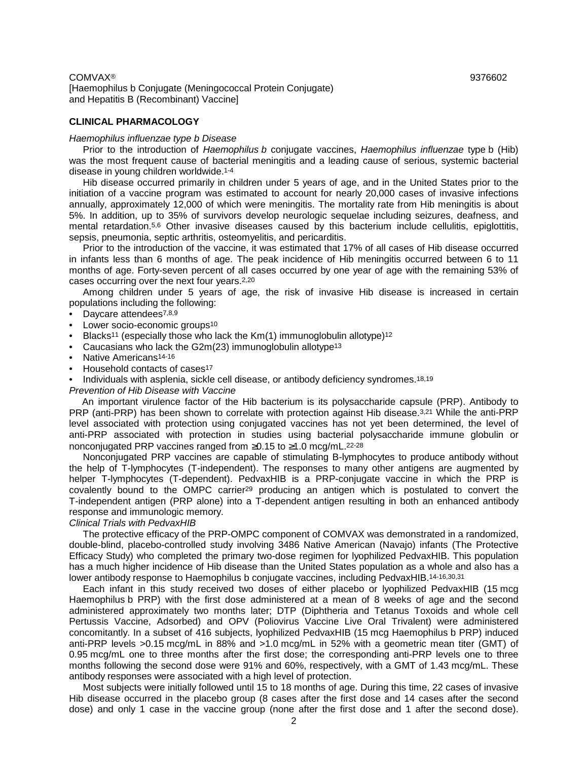COMVAX®

[Haemophilus b Conjugate (Meningococcal Protein Conjugate) and Hepatitis B (Recombinant) Vaccine]

9376602

## CLINICAL PHARMACOLOGY

*Haemophilus influenzae type b Disease*

Prior to the introduction of *Haemophilus b* conjugate vaccines, *Haemophilus influenzae* type b (Hib) was the most frequent cause of bacterial meningitis and a leading cause of serious, systemic bacterial disease in young children worldwide.[1-4]

Hib disease occurred primarily in children under 5 years of age, and in the United States prior to the initiation of a vaccine program was estimated to account for nearly 20,000 cases of invasive infections annually, approximately 12,000 of which were meningitis. The mortality rate from Hib meningitis is about 5%. In addition, up to 35% of survivors develop neurologic sequelae including seizures, deafness, and mental retardation.[5,6] Other invasive diseases caused by this bacterium include cellulitis, epiglottitis, sepsis, pneumonia, septic arthritis, osteomyelitis, and pericarditis.

Prior to the introduction of the vaccine, it was estimated that 17% of all cases of Hib disease occurred in infants less than 6 months of age. The peak incidence of Hib meningitis occurred between 6 to 11 months of age. Forty-seven percent of all cases occurred by one year of age with the remaining 53% of cases occurring over the next four years.[2,20]

Among children under 5 years of age, the risk of invasive Hib disease is increased in certain populations including the following:

- Daycare attendees[7,8,9]
- Lower socio-economic groups[10]
- Blacks[11] (especially those who lack the Km(1) immunoglobulin allotype)[12]
- Caucasians who lack the G2m(23) immunoglobulin allotype[13]
- Native Americans[14-16]
- Household contacts of cases[17]
- Individuals with asplenia, sickle cell disease, or antibody deficiency syndromes.[18,19]

*Prevention of Hib Disease with Vaccine*

An important virulence factor of the Hib bacterium is its polysaccharide capsule (PRP). Antibody to PRP (anti-PRP) has been shown to correlate with protection against Hib disease.[3,21] While the anti-PRP level associated with protection using conjugated vaccines has not yet been determined, the level of anti-PRP associated with protection in studies using bacterial polysaccharide immune globulin or nonconjugated PRP vaccines ranged from ≥0.15 to ≥1.0 mcg/mL.[22-28]

Nonconjugated PRP vaccines are capable of stimulating B-lymphocytes to produce antibody without the help of T-lymphocytes (T-independent). The responses to many other antigens are augmented by helper T-lymphocytes (T-dependent). PedvaxHIB is a PRP-conjugate vaccine in which the PRP is covalently bound to the OMPC carrier[29] producing an antigen which is postulated to convert the T-independent antigen (PRP alone) into a T-dependent antigen resulting in both an enhanced antibody response and immunologic memory.

*Clinical Trials with PedvaxHIB*

The protective efficacy of the PRP-OMPC component of COMVAX was demonstrated in a randomized, double-blind, placebo-controlled study involving 3486 Native American (Navajo) infants (The Protective Efficacy Study) who completed the primary two-dose regimen for lyophilized PedvaxHIB. This population has a much higher incidence of Hib disease than the United States population as a whole and also has a lower antibody response to Haemophilus b conjugate vaccines, including PedvaxHIB.[14-16,30,31]

Each infant in this study received two doses of either placebo or lyophilized PedvaxHIB (15 mcg Haemophilus b PRP) with the first dose administered at a mean of 8 weeks of age and the second administered approximately two months later; DTP (Diphtheria and Tetanus Toxoids and whole cell Pertussis Vaccine, Adsorbed) and OPV (Poliovirus Vaccine Live Oral Trivalent) were administered concomitantly. In a subset of 416 subjects, lyophilized PedvaxHIB (15 mcg Haemophilus b PRP) induced anti-PRP levels >0.15 mcg/mL in 88% and >1.0 mcg/mL in 52% with a geometric mean titer (GMT) of 0.95 mcg/mL one to three months after the first dose; the corresponding anti-PRP levels one to three months following the second dose were 91% and 60%, respectively, with a GMT of 1.43 mcg/mL. These antibody responses were associated with a high level of protection.

Most subjects were initially followed until 15 to 18 months of age. During this time, 22 cases of invasive Hib disease occurred in the placebo group (8 cases after the first dose and 14 cases after the second dose) and only 1 case in the vaccine group (none after the first dose and 1 after the second dose).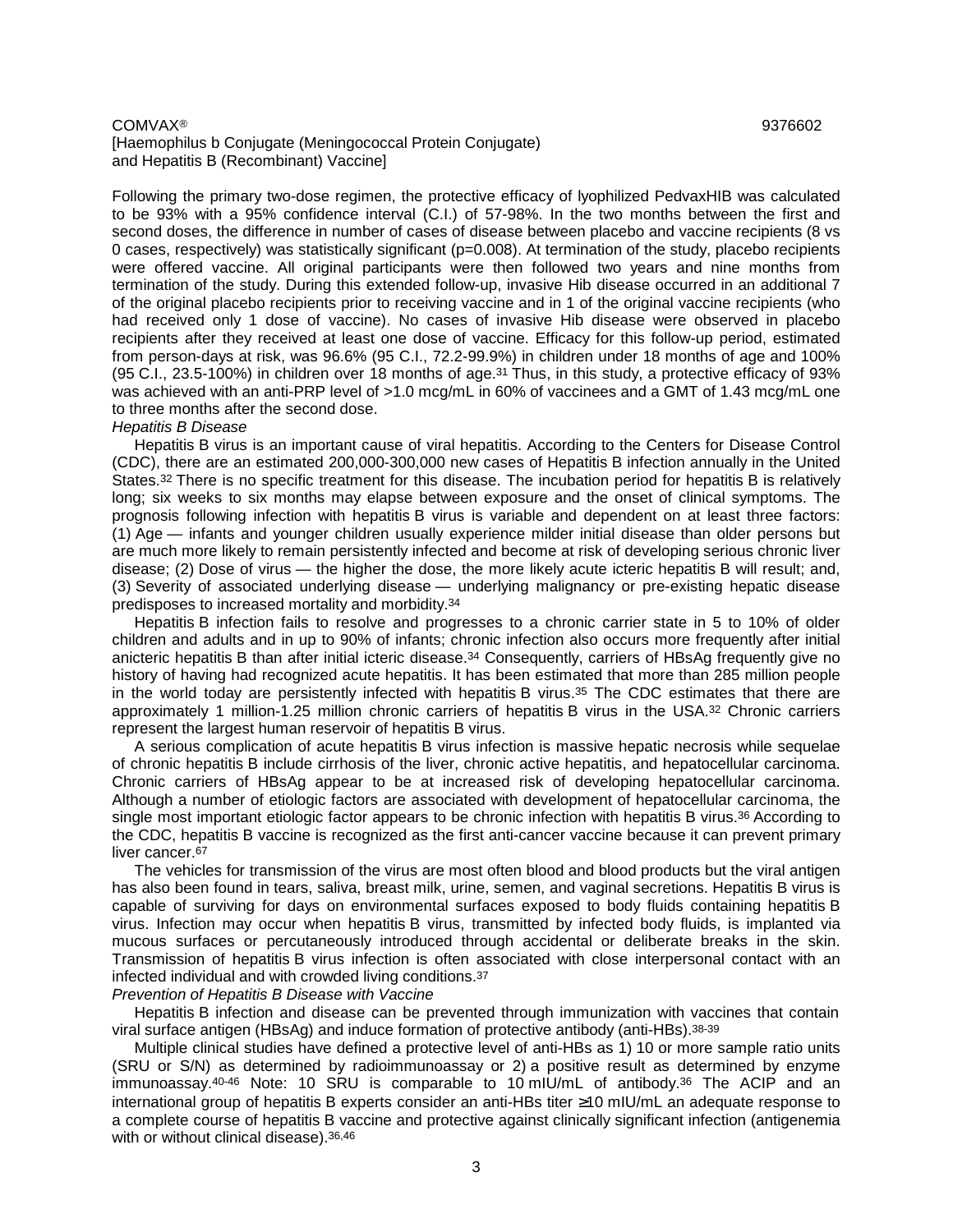Following the primary two-dose regimen, the protective efficacy of lyophilized PedvaxHIB was calculated to be 93% with a 95% confidence interval (C.I.) of 57-98%. In the two months between the first and second doses, the difference in number of cases of disease between placebo and vaccine recipients (8 vs 0 cases, respectively) was statistically significant (p=0.008). At termination of the study, placebo recipients were offered vaccine. All original participants were then followed two years and nine months from termination of the study. During this extended follow-up, invasive Hib disease occurred in an additional 7 of the original placebo recipients prior to receiving vaccine and in 1 of the original vaccine recipients (who had received only 1 dose of vaccine). No cases of invasive Hib disease were observed in placebo recipients after they received at least one dose of vaccine. Efficacy for this follow-up period, estimated from person-days at risk, was 96.6% (95 C.I., 72.2-99.9%) in children under 18 months of age and 100% (95 C.I., 23.5-100%) in children over 18 months of age.[31] Thus, in this study, a protective efficacy of 93% was achieved with an anti-PRP level of >1.0 mcg/mL in 60% of vaccinees and a GMT of 1.43 mcg/mL one to three months after the second dose.

*Hepatitis B Disease*

Hepatitis B virus is an important cause of viral hepatitis. According to the Centers for Disease Control (CDC), there are an estimated 200,000-300,000 new cases of Hepatitis B infection annually in the United States.[32] There is no specific treatment for this disease. The incubation period for hepatitis B is relatively long; six weeks to six months may elapse between exposure and the onset of clinical symptoms. The prognosis following infection with hepatitis B virus is variable and dependent on at least three factors: (1) Age — infants and younger children usually experience milder initial disease than older persons but are much more likely to remain persistently infected and become at risk of developing serious chronic liver disease; (2) Dose of virus — the higher the dose, the more likely acute icteric hepatitis B will result; and, (3) Severity of associated underlying disease — underlying malignancy or pre-existing hepatic disease predisposes to increased mortality and morbidity.[34]

Hepatitis B infection fails to resolve and progresses to a chronic carrier state in 5 to 10% of older children and adults and in up to 90% of infants; chronic infection also occurs more frequently after initial anicteric hepatitis B than after initial icteric disease.[34] Consequently, carriers of HBsAg frequently give no history of having had recognized acute hepatitis. It has been estimated that more than 285 million people in the world today are persistently infected with hepatitis B virus.[35] The CDC estimates that there are approximately 1 million-1.25 million chronic carriers of hepatitis B virus in the USA.[32] Chronic carriers represent the largest human reservoir of hepatitis B virus.

A serious complication of acute hepatitis B virus infection is massive hepatic necrosis while sequelae of chronic hepatitis B include cirrhosis of the liver, chronic active hepatitis, and hepatocellular carcinoma. Chronic carriers of HBsAg appear to be at increased risk of developing hepatocellular carcinoma. Although a number of etiologic factors are associated with development of hepatocellular carcinoma, the single most important etiologic factor appears to be chronic infection with hepatitis B virus.[36] According to the CDC, hepatitis B vaccine is recognized as the first anti-cancer vaccine because it can prevent primary liver cancer.[67]

The vehicles for transmission of the virus are most often blood and blood products but the viral antigen has also been found in tears, saliva, breast milk, urine, semen, and vaginal secretions. Hepatitis B virus is capable of surviving for days on environmental surfaces exposed to body fluids containing hepatitis B virus. Infection may occur when hepatitis B virus, transmitted by infected body fluids, is implanted via mucous surfaces or percutaneously introduced through accidental or deliberate breaks in the skin. Transmission of hepatitis B virus infection is often associated with close interpersonal contact with an infected individual and with crowded living conditions.[37]

*Prevention of Hepatitis B Disease with Vaccine*

Hepatitis B infection and disease can be prevented through immunization with vaccines that contain viral surface antigen (HBsAg) and induce formation of protective antibody (anti-HBs).[38-39]

Multiple clinical studies have defined a protective level of anti-HBs as 1) 10 or more sample ratio units (SRU or S/N) as determined by radioimmunoassay or 2) a positive result as determined by enzyme immunoassay.[40-46] Note: 10 SRU is comparable to 10 mIU/mL of antibody.[36] The ACIP and an international group of hepatitis B experts consider an anti-HBs titer ≥10 mIU/mL an adequate response to a complete course of hepatitis B vaccine and protective against clinically significant infection (antigenemia with or without clinical disease).[36,46]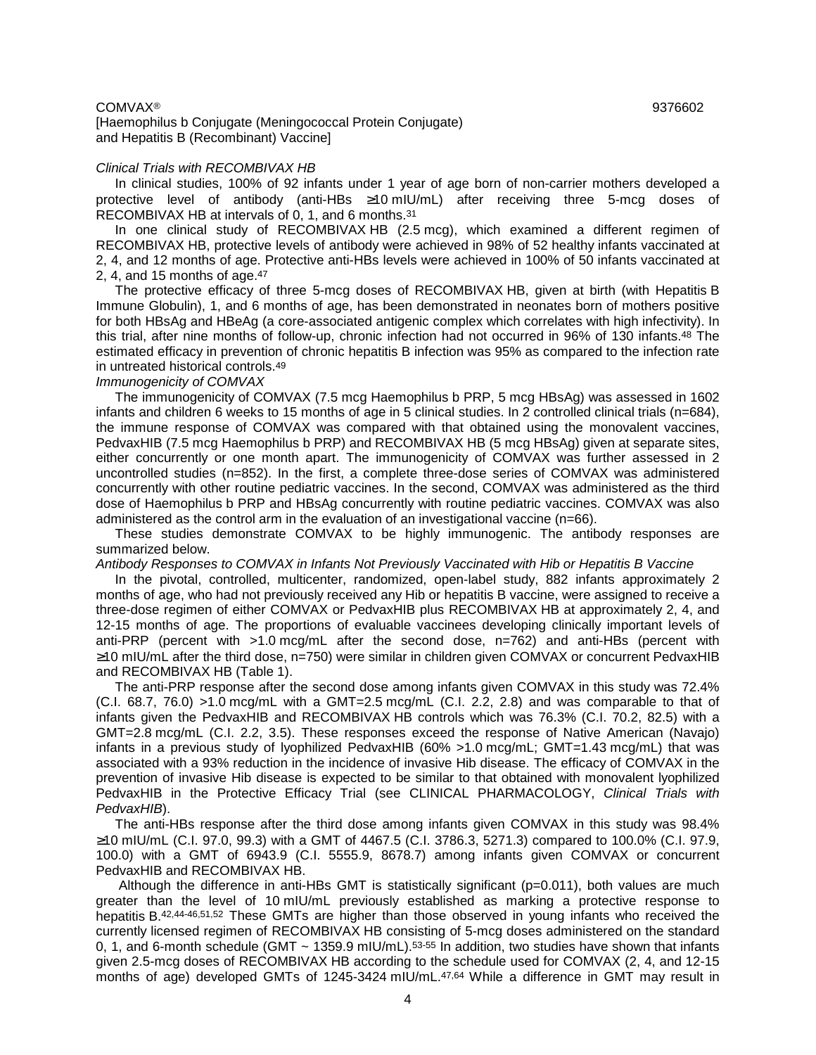*Clinical Trials with RECOMBIVAX HB*

In clinical studies, 100% of 92 infants under 1 year of age born of non-carrier mothers developed a protective level of antibody (anti-HBs ≥10 mIU/mL) after receiving three 5-mcg doses of RECOMBIVAX HB at intervals of 0, 1, and 6 months.[31]

In one clinical study of RECOMBIVAX HB (2.5 mcg), which examined a different regimen of RECOMBIVAX HB, protective levels of antibody were achieved in 98% of 52 healthy infants vaccinated at 2, 4, and 12 months of age. Protective anti-HBs levels were achieved in 100% of 50 infants vaccinated at 2, 4, and 15 months of age.[47]

The protective efficacy of three 5-mcg doses of RECOMBIVAX HB, given at birth (with Hepatitis B Immune Globulin), 1, and 6 months of age, has been demonstrated in neonates born of mothers positive for both HBsAg and HBeAg (a core-associated antigenic complex which correlates with high infectivity). In this trial, after nine months of follow-up, chronic infection had not occurred in 96% of 130 infants.[48] The estimated efficacy in prevention of chronic hepatitis B infection was 95% as compared to the infection rate in untreated historical controls.[49]

*Immunogenicity of COMVAX*

The immunogenicity of COMVAX (7.5 mcg Haemophilus b PRP, 5 mcg HBsAg) was assessed in 1602 infants and children 6 weeks to 15 months of age in 5 clinical studies. In 2 controlled clinical trials (n=684), the immune response of COMVAX was compared with that obtained using the monovalent vaccines, PedvaxHIB (7.5 mcg Haemophilus b PRP) and RECOMBIVAX HB (5 mcg HBsAg) given at separate sites, either concurrently or one month apart. The immunogenicity of COMVAX was further assessed in 2 uncontrolled studies (n=852). In the first, a complete three-dose series of COMVAX was administered concurrently with other routine pediatric vaccines. In the second, COMVAX was administered as the third dose of Haemophilus b PRP and HBsAg concurrently with routine pediatric vaccines. COMVAX was also administered as the control arm in the evaluation of an investigational vaccine (n=66).

These studies demonstrate COMVAX to be highly immunogenic. The antibody responses are summarized below.

*Antibody Responses to COMVAX in Infants Not Previously Vaccinated with Hib or Hepatitis B Vaccine*

In the pivotal, controlled, multicenter, randomized, open-label study, 882 infants approximately 2 months of age, who had not previously received any Hib or hepatitis B vaccine, were assigned to receive a three-dose regimen of either COMVAX or PedvaxHIB plus RECOMBIVAX HB at approximately 2, 4, and 12-15 months of age. The proportions of evaluable vaccinees developing clinically important levels of anti-PRP (percent with >1.0 mcg/mL after the second dose, n=762) and anti-HBs (percent with ≥10 mIU/mL after the third dose, n=750) were similar in children given COMVAX or concurrent PedvaxHIB and RECOMBIVAX HB (Table 1).

The anti-PRP response after the second dose among infants given COMVAX in this study was 72.4% (C.I. 68.7, 76.0) >1.0 mcg/mL with a GMT=2.5 mcg/mL (C.I. 2.2, 2.8) and was comparable to that of infants given the PedvaxHIB and RECOMBIVAX HB controls which was 76.3% (C.I. 70.2, 82.5) with a GMT=2.8 mcg/mL (C.I. 2.2, 3.5). These responses exceed the response of Native American (Navajo) infants in a previous study of lyophilized PedvaxHIB (60% >1.0 mcg/mL; GMT=1.43 mcg/mL) that was associated with a 93% reduction in the incidence of invasive Hib disease. The efficacy of COMVAX in the prevention of invasive Hib disease is expected to be similar to that obtained with monovalent lyophilized PedvaxHIB in the Protective Efficacy Trial (see CLINICAL PHARMACOLOGY, *Clinical Trials with PedvaxHIB*).

The anti-HBs response after the third dose among infants given COMVAX in this study was 98.4% ≥10 mIU/mL (C.I. 97.0, 99.3) with a GMT of 4467.5 (C.I. 3786.3, 5271.3) compared to 100.0% (C.I. 97.9, 100.0) with a GMT of 6943.9 (C.I. 5555.9, 8678.7) among infants given COMVAX or concurrent PedvaxHIB and RECOMBIVAX HB.

Although the difference in anti-HBs GMT is statistically significant (p=0.011), both values are much greater than the level of 10 mIU/mL previously established as marking a protective response to hepatitis B.[42,44-46,51,52] These GMTs are higher than those observed in young infants who received the currently licensed regimen of RECOMBIVAX HB consisting of 5-mcg doses administered on the standard 0, 1, and 6-month schedule (GMT ~ 1359.9 mIU/mL).[53-55] In addition, two studies have shown that infants given 2.5-mcg doses of RECOMBIVAX HB according to the schedule used for COMVAX (2, 4, and 12-15 months of age) developed GMTs of 1245-3424 mIU/mL.[47,64] While a difference in GMT may result in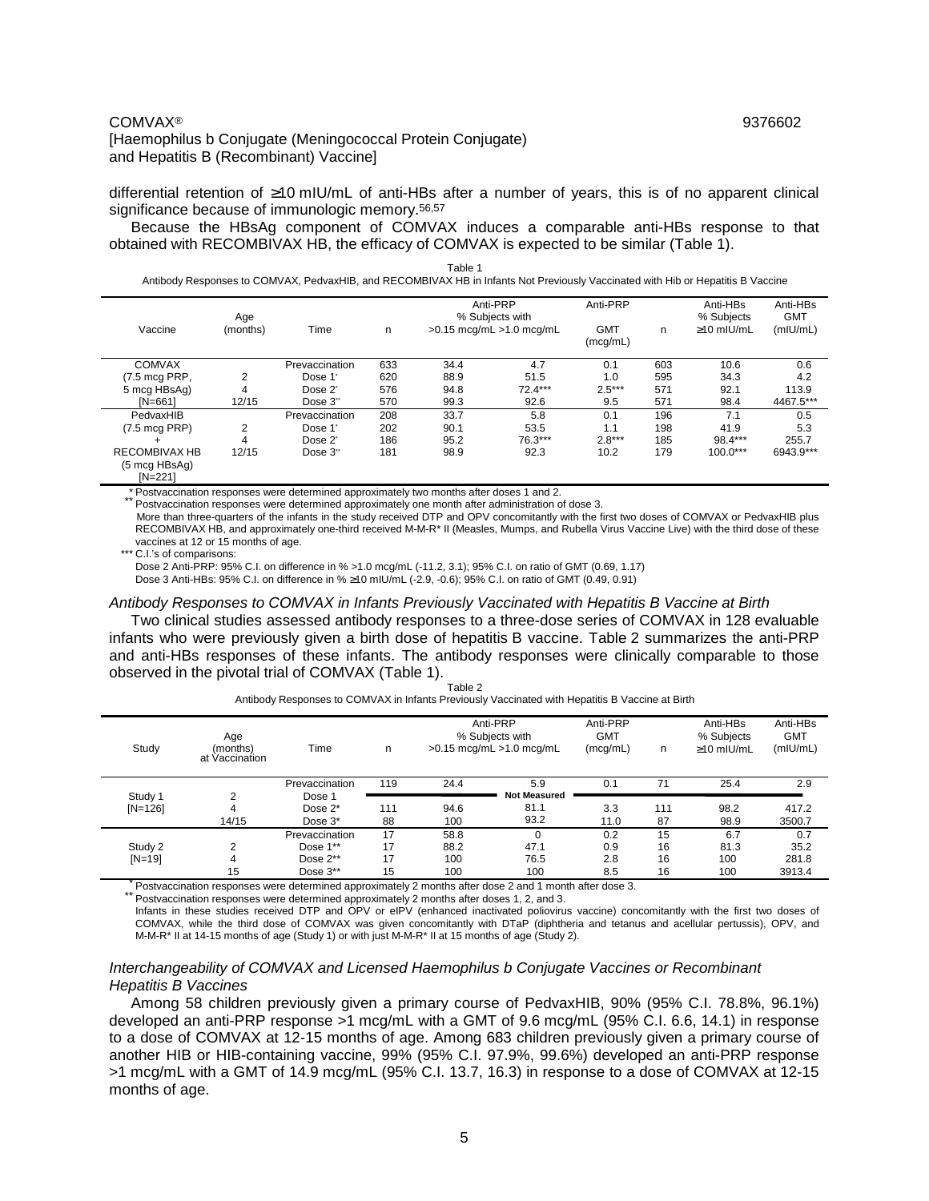differential retention of ≥10 mIU/mL of anti-HBs after a number of years, this is of no apparent clinical significance because of immunologic memory.[56,57]

Because the HBsAg component of COMVAX induces a comparable anti-HBs response to that obtained with RECOMBIVAX HB, the efficacy of COMVAX is expected to be similar (Table 1).

Table 1
Antibody Responses to COMVAX, PedvaxHIB, and RECOMBIVAX HB in Infants Not Previously Vaccinated with Hib or Hepatitis B Vaccine

| Vaccine | Age (months) | Time | n | Anti-PRP % Subjects with >0.15 mcg/mL | >1.0 mcg/mL | Anti-PRP GMT (mcg/mL) | n | Anti-HBs % Subjects ≥10 mIU/mL | Anti-HBs GMT (mIU/mL) |
|---|---|---|---|---|---|---|---|---|---|
| COMVAX | | Prevaccination | 633 | 34.4 | 4.7 | 0.1 | 603 | 10.6 | 0.6 |
| (7.5 mcg PRP, | 2 | Dose 1* | 620 | 88.9 | 51.5 | 1.0 | 595 | 34.3 | 4.2 |
| 5 mcg HBsAg) | 4 | Dose 2* | 576 | 94.8 | 72.4*** | 2.5*** | 571 | 92.1 | 113.9 |
| [N=661] | 12/15 | Dose 3** | 570 | 99.3 | 92.6 | 9.5 | 571 | 98.4 | 4467.5*** |
| PedvaxHIB | | Prevaccination | 208 | 33.7 | 5.8 | 0.1 | 196 | 7.1 | 0.5 |
| (7.5 mcg PRP) | 2 | Dose 1* | 202 | 90.1 | 53.5 | 1.1 | 198 | 41.9 | 5.3 |
| + | 4 | Dose 2* | 186 | 95.2 | 76.3*** | 2.8*** | 185 | 98.4*** | 255.7 |
| RECOMBIVAX HB (5 mcg HBsAg) [N=221] | 12/15 | Dose 3** | 181 | 98.9 | 92.3 | 10.2 | 179 | 100.0*** | 6943.9*** |

\* Postvaccination responses were determined approximately two months after doses 1 and 2.
** Postvaccination responses were determined approximately one month after administration of dose 3.
More than three-quarters of the infants in the study received DTP and OPV concomitantly with the first two doses of COMVAX or PedvaxHIB plus RECOMBIVAX HB, and approximately one-third received M-M-R* II (Measles, Mumps, and Rubella Virus Vaccine Live) with the third dose of these vaccines at 12 or 15 months of age.
*** C.I.'s of comparisons:
Dose 2 Anti-PRP: 95% C.I. on difference in % >1.0 mcg/mL (-11.2, 3.1); 95% C.I. on ratio of GMT (0.69, 1.17)
Dose 3 Anti-HBs: 95% C.I. on difference in % ≥10 mIU/mL (-2.9, -0.6); 95% C.I. on ratio of GMT (0.49, 0.91)

*Antibody Responses to COMVAX in Infants Previously Vaccinated with Hepatitis B Vaccine at Birth*

Two clinical studies assessed antibody responses to a three-dose series of COMVAX in 128 evaluable infants who were previously given a birth dose of hepatitis B vaccine. Table 2 summarizes the anti-PRP and anti-HBs responses of these infants. The antibody responses were clinically comparable to those observed in the pivotal trial of COMVAX (Table 1).

Table 2
Antibody Responses to COMVAX in Infants Previously Vaccinated with Hepatitis B Vaccine at Birth

| Study | Age (months) at Vaccination | Time | n | Anti-PRP % Subjects with >0.15 mcg/mL | >1.0 mcg/mL | Anti-PRP GMT (mcg/mL) | n | Anti-HBs % Subjects ≥10 mIU/mL | Anti-HBs GMT (mIU/mL) |
|---|---|---|---|---|---|---|---|---|---|
| Study 1 | | Prevaccination | 119 | 24.4 | 5.9 | 0.1 | 71 | 25.4 | 2.9 |
| [N=126] | 2 | Dose 1 | | | Not Measured | | | | |
| | 4 | Dose 2* | 111 | 94.6 | 81.1 | 3.3 | 111 | 98.2 | 417.2 |
| | 14/15 | Dose 3* | 88 | 100 | 93.2 | 11.0 | 87 | 98.9 | 3500.7 |
| Study 2 | | Prevaccination | 17 | 58.8 | 0 | 0.2 | 15 | 6.7 | 0.7 |
| [N=19] | 2 | Dose 1** | 17 | 88.2 | 47.1 | 0.9 | 16 | 81.3 | 35.2 |
| | 4 | Dose 2** | 17 | 100 | 76.5 | 2.8 | 16 | 100 | 281.8 |
| | 15 | Dose 3** | 15 | 100 | 100 | 8.5 | 16 | 100 | 3913.4 |

\* Postvaccination responses were determined approximately 2 months after dose 2 and 1 month after dose 3.
** Postvaccination responses were determined approximately 2 months after doses 1, 2, and 3.
Infants in these studies received DTP and OPV or eIPV (enhanced inactivated poliovirus vaccine) concomitantly with the first two doses of COMVAX, while the third dose of COMVAX was given concomitantly with DTaP (diphtheria and tetanus and acellular pertussis), OPV, and M-M-R* II at 14-15 months of age (Study 1) or with just M-M-R* II at 15 months of age (Study 2).

*Interchangeability of COMVAX and Licensed Haemophilus b Conjugate Vaccines or Recombinant Hepatitis B Vaccines*

Among 58 children previously given a primary course of PedvaxHIB, 90% (95% C.I. 78.8%, 96.1%) developed an anti-PRP response >1 mcg/mL with a GMT of 9.6 mcg/mL (95% C.I. 6.6, 14.1) in response to a dose of COMVAX at 12-15 months of age. Among 683 children previously given a primary course of another HIB or HIB-containing vaccine, 99% (95% C.I. 97.9%, 99.6%) developed an anti-PRP response >1 mcg/mL with a GMT of 14.9 mcg/mL (95% C.I. 13.7, 16.3) in response to a dose of COMVAX at 12-15 months of age.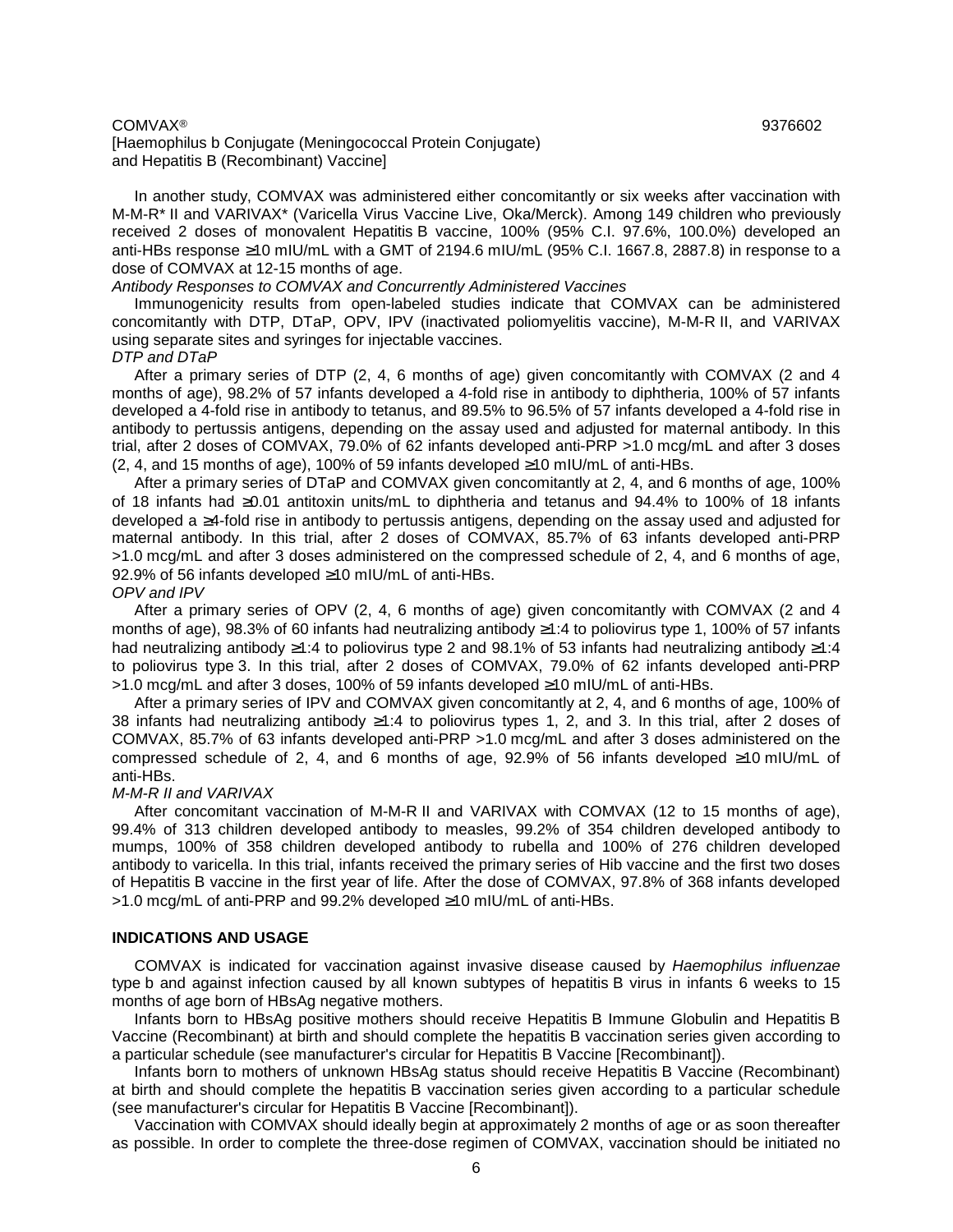In another study, COMVAX was administered either concomitantly or six weeks after vaccination with M-M-R* II and VARIVAX* (Varicella Virus Vaccine Live, Oka/Merck). Among 149 children who previously received 2 doses of monovalent Hepatitis B vaccine, 100% (95% C.I. 97.6%, 100.0%) developed an anti-HBs response ≥10 mIU/mL with a GMT of 2194.6 mIU/mL (95% C.I. 1667.8, 2887.8) in response to a dose of COMVAX at 12-15 months of age.

*Antibody Responses to COMVAX and Concurrently Administered Vaccines*

Immunogenicity results from open-labeled studies indicate that COMVAX can be administered concomitantly with DTP, DTaP, OPV, IPV (inactivated poliomyelitis vaccine), M-M-R II, and VARIVAX using separate sites and syringes for injectable vaccines.

*DTP and DTaP*

After a primary series of DTP (2, 4, 6 months of age) given concomitantly with COMVAX (2 and 4 months of age), 98.2% of 57 infants developed a 4-fold rise in antibody to diphtheria, 100% of 57 infants developed a 4-fold rise in antibody to tetanus, and 89.5% to 96.5% of 57 infants developed a 4-fold rise in antibody to pertussis antigens, depending on the assay used and adjusted for maternal antibody. In this trial, after 2 doses of COMVAX, 79.0% of 62 infants developed anti-PRP >1.0 mcg/mL and after 3 doses (2, 4, and 15 months of age), 100% of 59 infants developed ≥10 mIU/mL of anti-HBs.

After a primary series of DTaP and COMVAX given concomitantly at 2, 4, and 6 months of age, 100% of 18 infants had ≥0.01 antitoxin units/mL to diphtheria and tetanus and 94.4% to 100% of 18 infants developed a ≥4-fold rise in antibody to pertussis antigens, depending on the assay used and adjusted for maternal antibody. In this trial, after 2 doses of COMVAX, 85.7% of 63 infants developed anti-PRP >1.0 mcg/mL and after 3 doses administered on the compressed schedule of 2, 4, and 6 months of age, 92.9% of 56 infants developed ≥10 mIU/mL of anti-HBs.

*OPV and IPV*

After a primary series of OPV (2, 4, 6 months of age) given concomitantly with COMVAX (2 and 4 months of age), 98.3% of 60 infants had neutralizing antibody ≥1:4 to poliovirus type 1, 100% of 57 infants had neutralizing antibody ≥1:4 to poliovirus type 2 and 98.1% of 53 infants had neutralizing antibody ≥1:4 to poliovirus type 3. In this trial, after 2 doses of COMVAX, 79.0% of 62 infants developed anti-PRP >1.0 mcg/mL and after 3 doses, 100% of 59 infants developed ≥10 mIU/mL of anti-HBs.

After a primary series of IPV and COMVAX given concomitantly at 2, 4, and 6 months of age, 100% of 38 infants had neutralizing antibody ≥1:4 to poliovirus types 1, 2, and 3. In this trial, after 2 doses of COMVAX, 85.7% of 63 infants developed anti-PRP >1.0 mcg/mL and after 3 doses administered on the compressed schedule of 2, 4, and 6 months of age, 92.9% of 56 infants developed ≥10 mIU/mL of anti-HBs.

*M-M-R II and VARIVAX*

After concomitant vaccination of M-M-R II and VARIVAX with COMVAX (12 to 15 months of age), 99.4% of 313 children developed antibody to measles, 99.2% of 354 children developed antibody to mumps, 100% of 358 children developed antibody to rubella and 100% of 276 children developed antibody to varicella. In this trial, infants received the primary series of Hib vaccine and the first two doses of Hepatitis B vaccine in the first year of life. After the dose of COMVAX, 97.8% of 368 infants developed >1.0 mcg/mL of anti-PRP and 99.2% developed ≥10 mIU/mL of anti-HBs.

## INDICATIONS AND USAGE

COMVAX is indicated for vaccination against invasive disease caused by *Haemophilus influenzae* type b and against infection caused by all known subtypes of hepatitis B virus in infants 6 weeks to 15 months of age born of HBsAg negative mothers.

Infants born to HBsAg positive mothers should receive Hepatitis B Immune Globulin and Hepatitis B Vaccine (Recombinant) at birth and should complete the hepatitis B vaccination series given according to a particular schedule (see manufacturer's circular for Hepatitis B Vaccine [Recombinant]).

Infants born to mothers of unknown HBsAg status should receive Hepatitis B Vaccine (Recombinant) at birth and should complete the hepatitis B vaccination series given according to a particular schedule (see manufacturer's circular for Hepatitis B Vaccine [Recombinant]).

Vaccination with COMVAX should ideally begin at approximately 2 months of age or as soon thereafter as possible. In order to complete the three-dose regimen of COMVAX, vaccination should be initiated no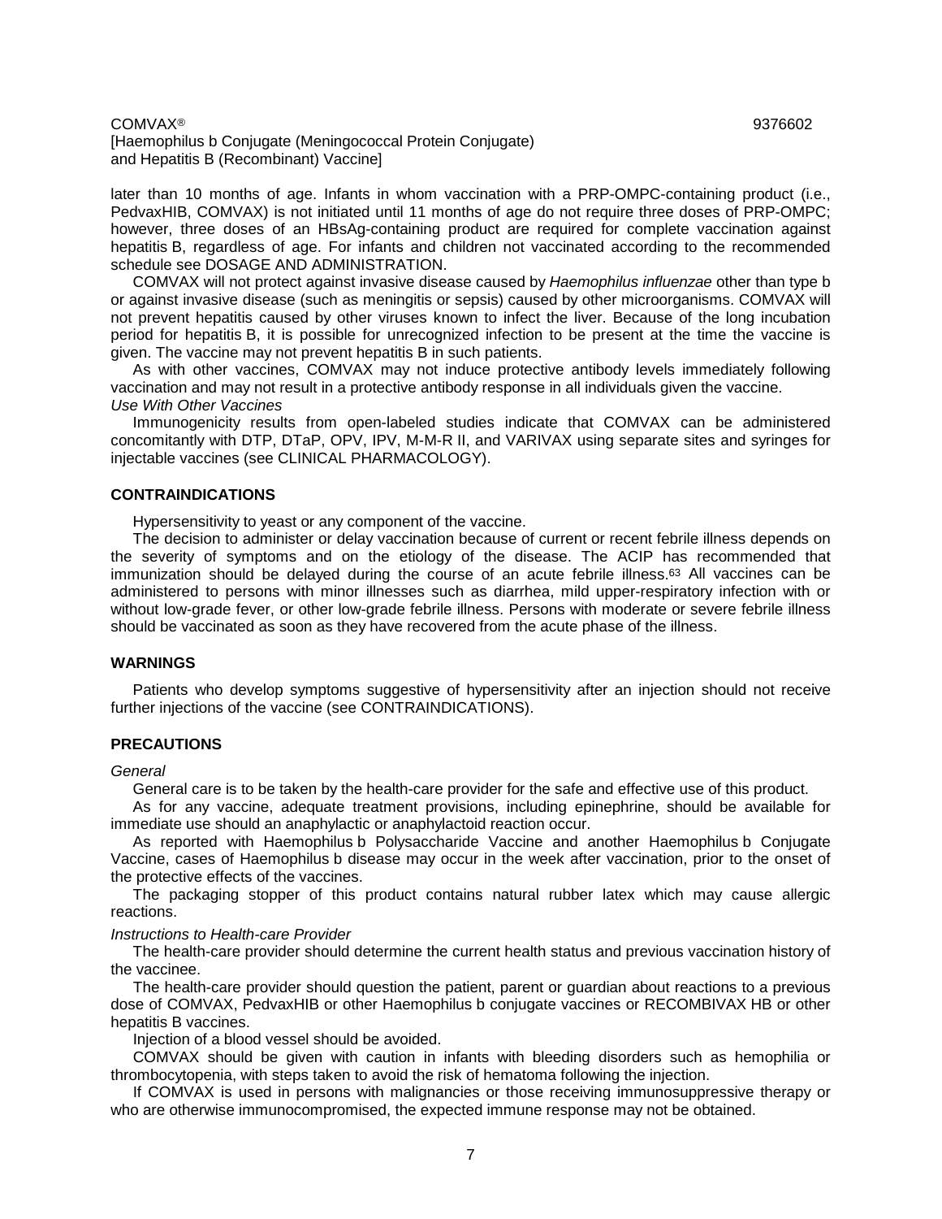later than 10 months of age. Infants in whom vaccination with a PRP-OMPC-containing product (i.e., PedvaxHIB, COMVAX) is not initiated until 11 months of age do not require three doses of PRP-OMPC; however, three doses of an HBsAg-containing product are required for complete vaccination against hepatitis B, regardless of age. For infants and children not vaccinated according to the recommended schedule see DOSAGE AND ADMINISTRATION.

COMVAX will not protect against invasive disease caused by *Haemophilus influenzae* other than type b or against invasive disease (such as meningitis or sepsis) caused by other microorganisms. COMVAX will not prevent hepatitis caused by other viruses known to infect the liver. Because of the long incubation period for hepatitis B, it is possible for unrecognized infection to be present at the time the vaccine is given. The vaccine may not prevent hepatitis B in such patients.

As with other vaccines, COMVAX may not induce protective antibody levels immediately following vaccination and may not result in a protective antibody response in all individuals given the vaccine.

*Use With Other Vaccines*

Immunogenicity results from open-labeled studies indicate that COMVAX can be administered concomitantly with DTP, DTaP, OPV, IPV, M-M-R II, and VARIVAX using separate sites and syringes for injectable vaccines (see CLINICAL PHARMACOLOGY).

## CONTRAINDICATIONS

Hypersensitivity to yeast or any component of the vaccine.

The decision to administer or delay vaccination because of current or recent febrile illness depends on the severity of symptoms and on the etiology of the disease. The ACIP has recommended that immunization should be delayed during the course of an acute febrile illness.[63] All vaccines can be administered to persons with minor illnesses such as diarrhea, mild upper-respiratory infection with or without low-grade fever, or other low-grade febrile illness. Persons with moderate or severe febrile illness should be vaccinated as soon as they have recovered from the acute phase of the illness.

## WARNINGS

Patients who develop symptoms suggestive of hypersensitivity after an injection should not receive further injections of the vaccine (see CONTRAINDICATIONS).

## PRECAUTIONS

*General*

General care is to be taken by the health-care provider for the safe and effective use of this product.

As for any vaccine, adequate treatment provisions, including epinephrine, should be available for immediate use should an anaphylactic or anaphylactoid reaction occur.

As reported with Haemophilus b Polysaccharide Vaccine and another Haemophilus b Conjugate Vaccine, cases of Haemophilus b disease may occur in the week after vaccination, prior to the onset of the protective effects of the vaccines.

The packaging stopper of this product contains natural rubber latex which may cause allergic reactions.

*Instructions to Health-care Provider*

The health-care provider should determine the current health status and previous vaccination history of the vaccinee.

The health-care provider should question the patient, parent or guardian about reactions to a previous dose of COMVAX, PedvaxHIB or other Haemophilus b conjugate vaccines or RECOMBIVAX HB or other hepatitis B vaccines.

Injection of a blood vessel should be avoided.

COMVAX should be given with caution in infants with bleeding disorders such as hemophilia or thrombocytopenia, with steps taken to avoid the risk of hematoma following the injection.

If COMVAX is used in persons with malignancies or those receiving immunosuppressive therapy or who are otherwise immunocompromised, the expected immune response may not be obtained.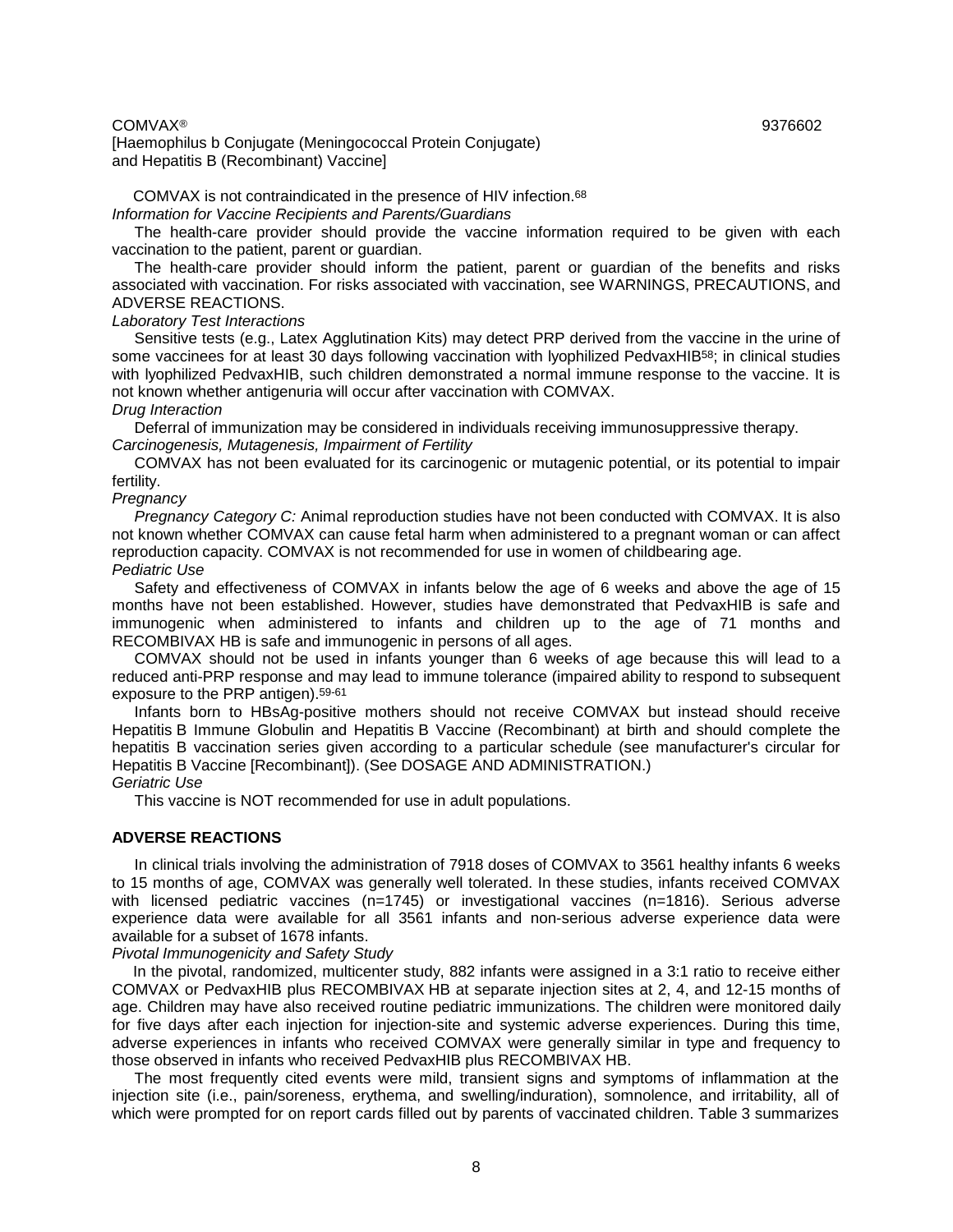COMVAX is not contraindicated in the presence of HIV infection.[68]

*Information for Vaccine Recipients and Parents/Guardians*

The health-care provider should provide the vaccine information required to be given with each vaccination to the patient, parent or guardian.

The health-care provider should inform the patient, parent or guardian of the benefits and risks associated with vaccination. For risks associated with vaccination, see WARNINGS, PRECAUTIONS, and ADVERSE REACTIONS.

*Laboratory Test Interactions*

Sensitive tests (e.g., Latex Agglutination Kits) may detect PRP derived from the vaccine in the urine of some vaccinees for at least 30 days following vaccination with lyophilized PedvaxHIB[58]; in clinical studies with lyophilized PedvaxHIB, such children demonstrated a normal immune response to the vaccine. It is not known whether antigenuria will occur after vaccination with COMVAX.

*Drug Interaction*

Deferral of immunization may be considered in individuals receiving immunosuppressive therapy.

*Carcinogenesis, Mutagenesis, Impairment of Fertility*

COMVAX has not been evaluated for its carcinogenic or mutagenic potential, or its potential to impair fertility.

*Pregnancy*

*Pregnancy Category C:* Animal reproduction studies have not been conducted with COMVAX. It is also not known whether COMVAX can cause fetal harm when administered to a pregnant woman or can affect reproduction capacity. COMVAX is not recommended for use in women of childbearing age.

*Pediatric Use*

Safety and effectiveness of COMVAX in infants below the age of 6 weeks and above the age of 15 months have not been established. However, studies have demonstrated that PedvaxHIB is safe and immunogenic when administered to infants and children up to the age of 71 months and RECOMBIVAX HB is safe and immunogenic in persons of all ages.

COMVAX should not be used in infants younger than 6 weeks of age because this will lead to a reduced anti-PRP response and may lead to immune tolerance (impaired ability to respond to subsequent exposure to the PRP antigen).[59-61]

Infants born to HBsAg-positive mothers should not receive COMVAX but instead should receive Hepatitis B Immune Globulin and Hepatitis B Vaccine (Recombinant) at birth and should complete the hepatitis B vaccination series given according to a particular schedule (see manufacturer's circular for Hepatitis B Vaccine [Recombinant]). (See DOSAGE AND ADMINISTRATION.)

*Geriatric Use*

This vaccine is NOT recommended for use in adult populations.

## ADVERSE REACTIONS

In clinical trials involving the administration of 7918 doses of COMVAX to 3561 healthy infants 6 weeks to 15 months of age, COMVAX was generally well tolerated. In these studies, infants received COMVAX with licensed pediatric vaccines (n=1745) or investigational vaccines (n=1816). Serious adverse experience data were available for all 3561 infants and non-serious adverse experience data were available for a subset of 1678 infants.

*Pivotal Immunogenicity and Safety Study*

In the pivotal, randomized, multicenter study, 882 infants were assigned in a 3:1 ratio to receive either COMVAX or PedvaxHIB plus RECOMBIVAX HB at separate injection sites at 2, 4, and 12-15 months of age. Children may have also received routine pediatric immunizations. The children were monitored daily for five days after each injection for injection-site and systemic adverse experiences. During this time, adverse experiences in infants who received COMVAX were generally similar in type and frequency to those observed in infants who received PedvaxHIB plus RECOMBIVAX HB.

The most frequently cited events were mild, transient signs and symptoms of inflammation at the injection site (i.e., pain/soreness, erythema, and swelling/induration), somnolence, and irritability, all of which were prompted for on report cards filled out by parents of vaccinated children. Table 3 summarizes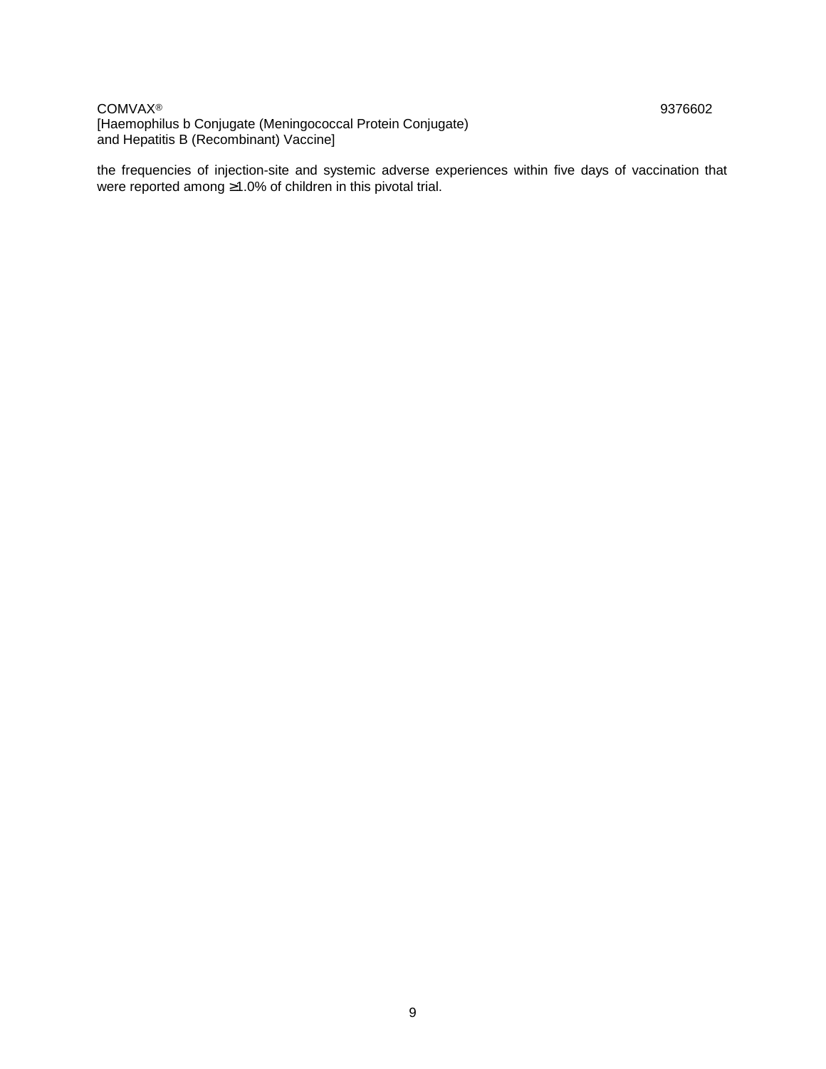the frequencies of injection-site and systemic adverse experiences within five days of vaccination that were reported among ≥1.0% of children in this pivotal trial.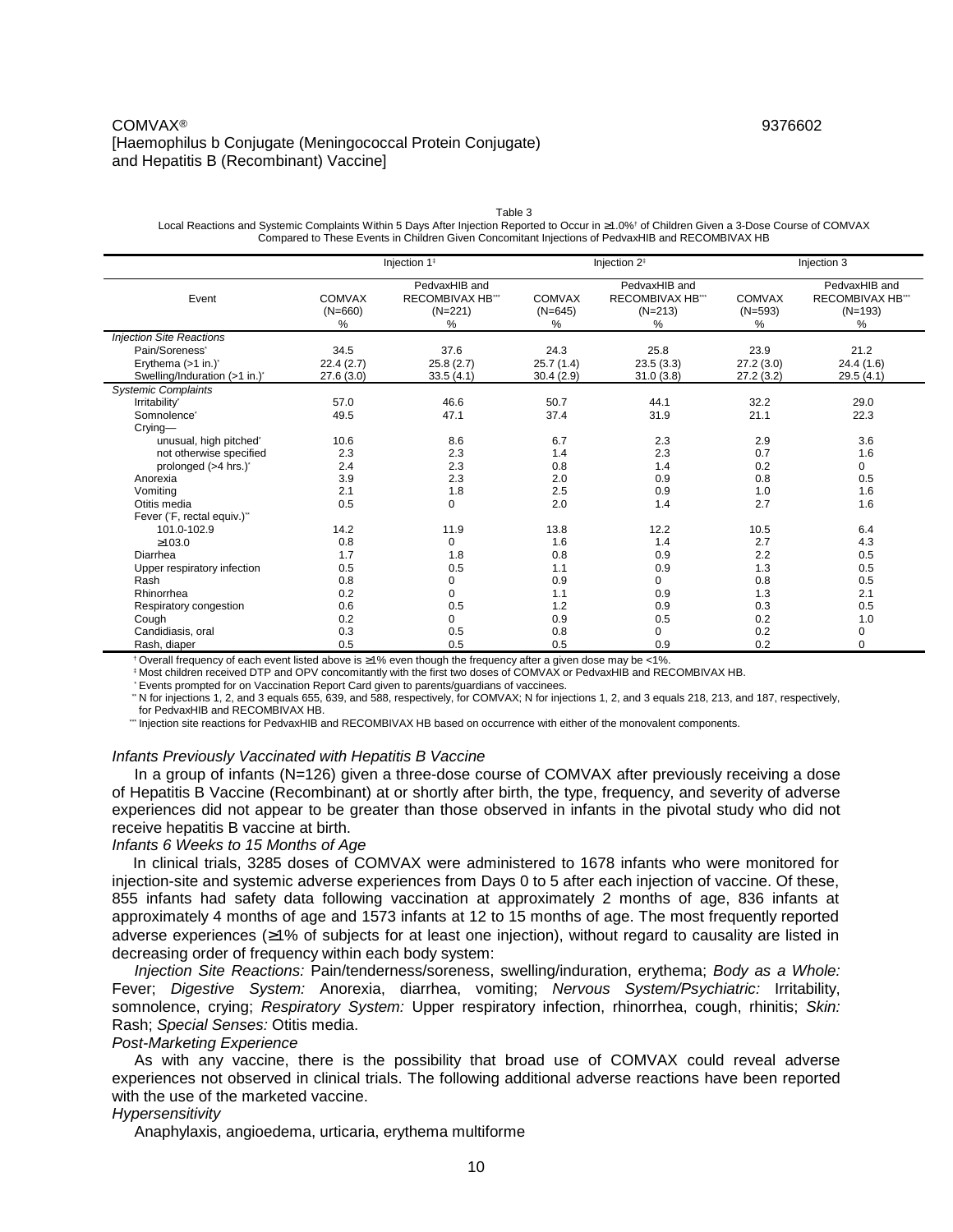Table 3

Local Reactions and Systemic Complaints Within 5 Days After Injection Reported to Occur in ≥1.0%[†] of Children Given a 3-Dose Course of COMVAX Compared to These Events in Children Given Concomitant Injections of PedvaxHIB and RECOMBIVAX HB

| | Injection 1[‡] | | Injection 2[‡] | | Injection 3 | |
|---|---|---|---|---|---|---|
| Event | COMVAX (N=660) % | PedvaxHIB and RECOMBIVAX HB[***] (N=221) % | COMVAX (N=645) % | PedvaxHIB and RECOMBIVAX HB[***] (N=213) % | COMVAX (N=593) % | PedvaxHIB and RECOMBIVAX HB[***] (N=193) % |
| *Injection Site Reactions* | | | | | | |
| Pain/Soreness[*] | 34.5 | 37.6 | 24.3 | 25.8 | 23.9 | 21.2 |
| Erythema (>1 in.)[*] | 22.4 (2.7) | 25.8 (2.7) | 25.7 (1.4) | 23.5 (3.3) | 27.2 (3.0) | 24.4 (1.6) |
| Swelling/Induration (>1 in.)[*] | 27.6 (3.0) | 33.5 (4.1) | 30.4 (2.9) | 31.0 (3.8) | 27.2 (3.2) | 29.5 (4.1) |
| *Systemic Complaints* | | | | | | |
| Irritability[*] | 57.0 | 46.6 | 50.7 | 44.1 | 32.2 | 29.0 |
| Somnolence[*] | 49.5 | 47.1 | 37.4 | 31.9 | 21.1 | 22.3 |
| Crying— | | | | | | |
| unusual, high pitched[*] | 10.6 | 8.6 | 6.7 | 2.3 | 2.9 | 3.6 |
| not otherwise specified | 2.3 | 2.3 | 1.4 | 2.3 | 0.7 | 1.6 |
| prolonged (>4 hrs.)[*] | 2.4 | 2.3 | 0.8 | 1.4 | 0.2 | 0 |
| Anorexia | 3.9 | 2.3 | 2.0 | 0.9 | 0.8 | 0.5 |
| Vomiting | 2.1 | 1.8 | 2.5 | 0.9 | 1.0 | 1.6 |
| Otitis media | 0.5 | 0 | 2.0 | 1.4 | 2.7 | 1.6 |
| Fever (°F, rectal equiv.)[**] | | | | | | |
| 101.0-102.9 | 14.2 | 11.9 | 13.8 | 12.2 | 10.5 | 6.4 |
| ≥103.0 | 0.8 | 0 | 1.6 | 1.4 | 2.7 | 4.3 |
| Diarrhea | 1.7 | 1.8 | 0.8 | 0.9 | 2.2 | 0.5 |
| Upper respiratory infection | 0.5 | 0.5 | 1.1 | 0.9 | 1.3 | 0.5 |
| Rash | 0.8 | 0 | 0.9 | 0 | 0.8 | 0.5 |
| Rhinorrhea | 0.2 | 0 | 1.1 | 0.9 | 1.3 | 2.1 |
| Respiratory congestion | 0.6 | 0.5 | 1.2 | 0.9 | 0.3 | 0.5 |
| Cough | 0.2 | 0 | 0.9 | 0.5 | 0.2 | 1.0 |
| Candidiasis, oral | 0.3 | 0.5 | 0.8 | 0 | 0.2 | 0 |
| Rash, diaper | 0.5 | 0.5 | 0.5 | 0.9 | 0.2 | 0 |

[†] Overall frequency of each event listed above is ≥1% even though the frequency after a given dose may be <1%.

[‡] Most children received DTP and OPV concomitantly with the first two doses of COMVAX or PedvaxHIB and RECOMBIVAX HB.

[*] Events prompted for on Vaccination Report Card given to parents/guardians of vaccinees.

[**] N for injections 1, 2, and 3 equals 655, 639, and 588, respectively, for COMVAX; N for injections 1, 2, and 3 equals 218, 213, and 187, respectively, for PedvaxHIB and RECOMBIVAX HB.

[***] Injection site reactions for PedvaxHIB and RECOMBIVAX HB based on occurrence with either of the monovalent components.

*Infants Previously Vaccinated with Hepatitis B Vaccine*

In a group of infants (N=126) given a three-dose course of COMVAX after previously receiving a dose of Hepatitis B Vaccine (Recombinant) at or shortly after birth, the type, frequency, and severity of adverse experiences did not appear to be greater than those observed in infants in the pivotal study who did not receive hepatitis B vaccine at birth.

*Infants 6 Weeks to 15 Months of Age*

In clinical trials, 3285 doses of COMVAX were administered to 1678 infants who were monitored for injection-site and systemic adverse experiences from Days 0 to 5 after each injection of vaccine. Of these, 855 infants had safety data following vaccination at approximately 2 months of age, 836 infants at approximately 4 months of age and 1573 infants at 12 to 15 months of age. The most frequently reported adverse experiences (≥1% of subjects for at least one injection), without regard to causality are listed in decreasing order of frequency within each body system:

*Injection Site Reactions:* Pain/tenderness/soreness, swelling/induration, erythema; *Body as a Whole:* Fever; *Digestive System:* Anorexia, diarrhea, vomiting; *Nervous System/Psychiatric:* Irritability, somnolence, crying; *Respiratory System:* Upper respiratory infection, rhinorrhea, cough, rhinitis; *Skin:* Rash; *Special Senses:* Otitis media.

*Post-Marketing Experience*

As with any vaccine, there is the possibility that broad use of COMVAX could reveal adverse experiences not observed in clinical trials. The following additional adverse reactions have been reported with the use of the marketed vaccine.

*Hypersensitivity*

Anaphylaxis, angioedema, urticaria, erythema multiforme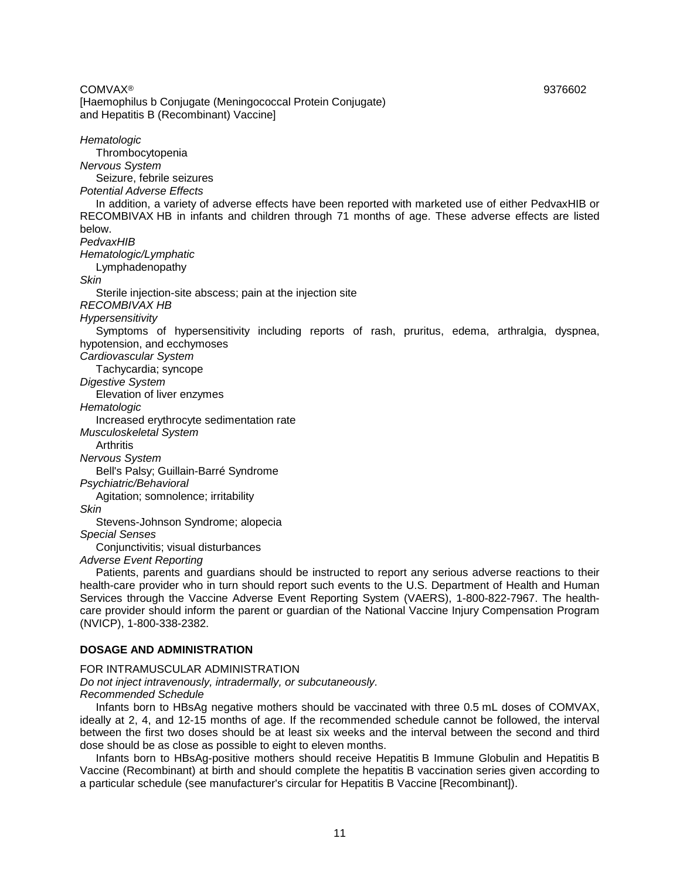*Hematologic*

Thrombocytopenia

*Nervous System*

Seizure, febrile seizures

*Potential Adverse Effects*

In addition, a variety of adverse effects have been reported with marketed use of either PedvaxHIB or RECOMBIVAX HB in infants and children through 71 months of age. These adverse effects are listed below.

*PedvaxHIB*

*Hematologic/Lymphatic*

Lymphadenopathy

*Skin*

Sterile injection-site abscess; pain at the injection site

*RECOMBIVAX HB*

*Hypersensitivity*

Symptoms of hypersensitivity including reports of rash, pruritus, edema, arthralgia, dyspnea, hypotension, and ecchymoses

*Cardiovascular System*

Tachycardia; syncope

*Digestive System*

Elevation of liver enzymes

*Hematologic*

Increased erythrocyte sedimentation rate

*Musculoskeletal System*

Arthritis

*Nervous System*

Bell's Palsy; Guillain-Barré Syndrome

*Psychiatric/Behavioral*

Agitation; somnolence; irritability

*Skin*

Stevens-Johnson Syndrome; alopecia

*Special Senses*

Conjunctivitis; visual disturbances

*Adverse Event Reporting*

Patients, parents and guardians should be instructed to report any serious adverse reactions to their health-care provider who in turn should report such events to the U.S. Department of Health and Human Services through the Vaccine Adverse Event Reporting System (VAERS), 1-800-822-7967. The health-care provider should inform the parent or guardian of the National Vaccine Injury Compensation Program (NVICP), 1-800-338-2382.

## DOSAGE AND ADMINISTRATION

FOR INTRAMUSCULAR ADMINISTRATION

*Do not inject intravenously, intradermally, or subcutaneously.*

*Recommended Schedule*

Infants born to HBsAg negative mothers should be vaccinated with three 0.5 mL doses of COMVAX, ideally at 2, 4, and 12-15 months of age. If the recommended schedule cannot be followed, the interval between the first two doses should be at least six weeks and the interval between the second and third dose should be as close as possible to eight to eleven months.

Infants born to HBsAg-positive mothers should receive Hepatitis B Immune Globulin and Hepatitis B Vaccine (Recombinant) at birth and should complete the hepatitis B vaccination series given according to a particular schedule (see manufacturer's circular for Hepatitis B Vaccine [Recombinant]).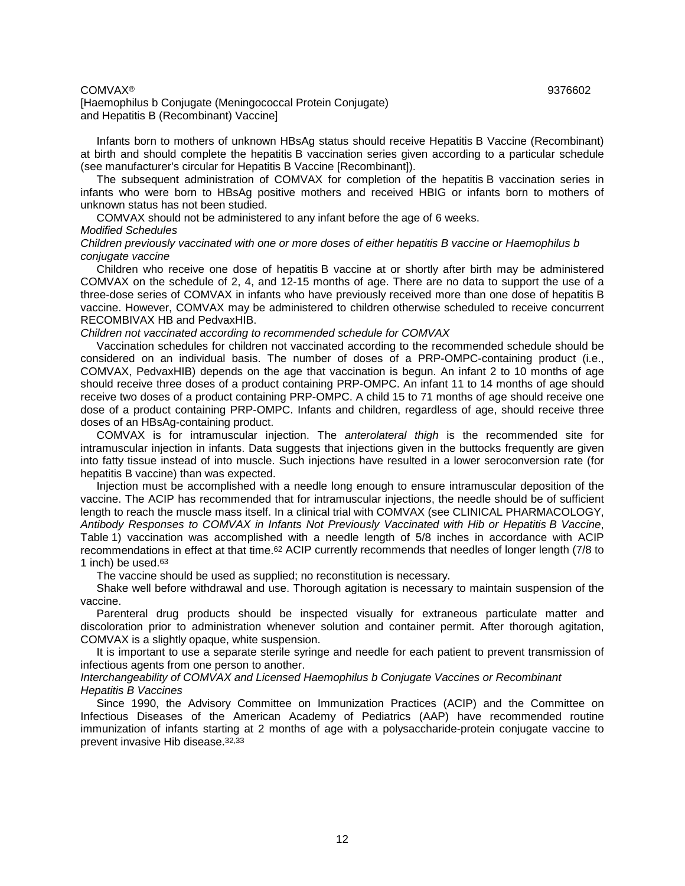Infants born to mothers of unknown HBsAg status should receive Hepatitis B Vaccine (Recombinant) at birth and should complete the hepatitis B vaccination series given according to a particular schedule (see manufacturer's circular for Hepatitis B Vaccine [Recombinant]).

The subsequent administration of COMVAX for completion of the hepatitis B vaccination series in infants who were born to HBsAg positive mothers and received HBIG or infants born to mothers of unknown status has not been studied.

COMVAX should not be administered to any infant before the age of 6 weeks.

*Modified Schedules*

*Children previously vaccinated with one or more doses of either hepatitis B vaccine or Haemophilus b conjugate vaccine*

Children who receive one dose of hepatitis B vaccine at or shortly after birth may be administered COMVAX on the schedule of 2, 4, and 12-15 months of age. There are no data to support the use of a three-dose series of COMVAX in infants who have previously received more than one dose of hepatitis B vaccine. However, COMVAX may be administered to children otherwise scheduled to receive concurrent RECOMBIVAX HB and PedvaxHIB.

*Children not vaccinated according to recommended schedule for COMVAX*

Vaccination schedules for children not vaccinated according to the recommended schedule should be considered on an individual basis. The number of doses of a PRP-OMPC-containing product (i.e., COMVAX, PedvaxHIB) depends on the age that vaccination is begun. An infant 2 to 10 months of age should receive three doses of a product containing PRP-OMPC. An infant 11 to 14 months of age should receive two doses of a product containing PRP-OMPC. A child 15 to 71 months of age should receive one dose of a product containing PRP-OMPC. Infants and children, regardless of age, should receive three doses of an HBsAg-containing product.

COMVAX is for intramuscular injection. The *anterolateral thigh* is the recommended site for intramuscular injection in infants. Data suggests that injections given in the buttocks frequently are given into fatty tissue instead of into muscle. Such injections have resulted in a lower seroconversion rate (for hepatitis B vaccine) than was expected.

Injection must be accomplished with a needle long enough to ensure intramuscular deposition of the vaccine. The ACIP has recommended that for intramuscular injections, the needle should be of sufficient length to reach the muscle mass itself. In a clinical trial with COMVAX (see CLINICAL PHARMACOLOGY, *Antibody Responses to COMVAX in Infants Not Previously Vaccinated with Hib or Hepatitis B Vaccine*, Table 1) vaccination was accomplished with a needle length of 5/8 inches in accordance with ACIP recommendations in effect at that time.[62] ACIP currently recommends that needles of longer length (7/8 to 1 inch) be used.[63]

The vaccine should be used as supplied; no reconstitution is necessary.

Shake well before withdrawal and use. Thorough agitation is necessary to maintain suspension of the vaccine.

Parenteral drug products should be inspected visually for extraneous particulate matter and discoloration prior to administration whenever solution and container permit. After thorough agitation, COMVAX is a slightly opaque, white suspension.

It is important to use a separate sterile syringe and needle for each patient to prevent transmission of infectious agents from one person to another.

*Interchangeability of COMVAX and Licensed Haemophilus b Conjugate Vaccines or Recombinant Hepatitis B Vaccines*

Since 1990, the Advisory Committee on Immunization Practices (ACIP) and the Committee on Infectious Diseases of the American Academy of Pediatrics (AAP) have recommended routine immunization of infants starting at 2 months of age with a polysaccharide-protein conjugate vaccine to prevent invasive Hib disease.[32,33]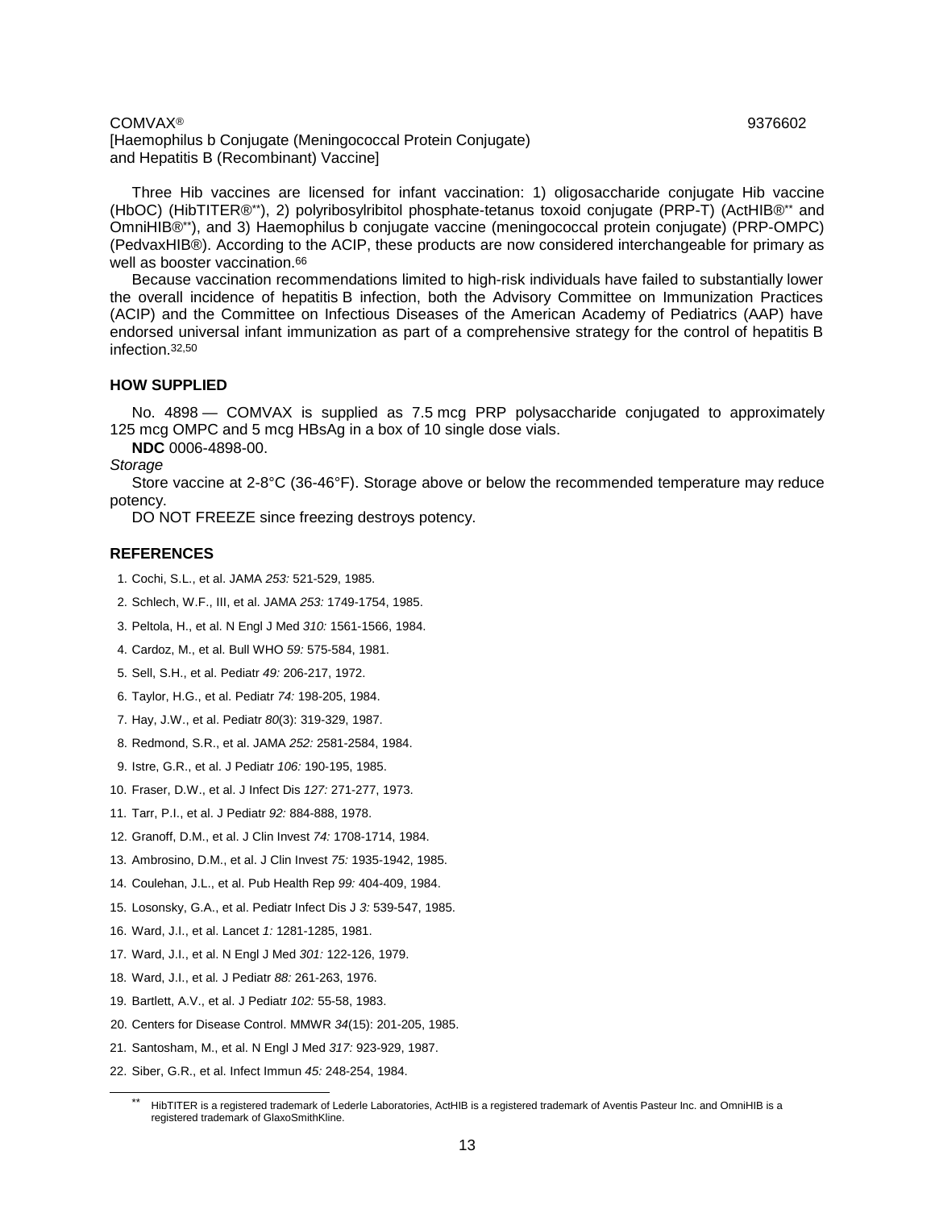Three Hib vaccines are licensed for infant vaccination: 1) oligosaccharide conjugate Hib vaccine (HbOC) (HibTITER®**), 2) polyribosylribitol phosphate-tetanus toxoid conjugate (PRP-T) (ActHIB®** and OmniHIB®**), and 3) Haemophilus b conjugate vaccine (meningococcal protein conjugate) (PRP-OMPC) (PedvaxHIB®). According to the ACIP, these products are now considered interchangeable for primary as well as booster vaccination.[66]

Because vaccination recommendations limited to high-risk individuals have failed to substantially lower the overall incidence of hepatitis B infection, both the Advisory Committee on Immunization Practices (ACIP) and the Committee on Infectious Diseases of the American Academy of Pediatrics (AAP) have endorsed universal infant immunization as part of a comprehensive strategy for the control of hepatitis B infection.[32,50]

## HOW SUPPLIED

No. 4898 — COMVAX is supplied as 7.5 mcg PRP polysaccharide conjugated to approximately 125 mcg OMPC and 5 mcg HBsAg in a box of 10 single dose vials.

**NDC** 0006-4898-00.

*Storage*

Store vaccine at 2-8°C (36-46°F). Storage above or below the recommended temperature may reduce potency.

DO NOT FREEZE since freezing destroys potency.

## REFERENCES

1. Cochi, S.L., et al. JAMA *253:* 521-529, 1985.
2. Schlech, W.F., III, et al. JAMA *253:* 1749-1754, 1985.
3. Peltola, H., et al. N Engl J Med *310:* 1561-1566, 1984.
4. Cardoz, M., et al. Bull WHO *59:* 575-584, 1981.
5. Sell, S.H., et al. Pediatr *49:* 206-217, 1972.
6. Taylor, H.G., et al. Pediatr *74:* 198-205, 1984.
7. Hay, J.W., et al. Pediatr *80*(3): 319-329, 1987.
8. Redmond, S.R., et al. JAMA *252:* 2581-2584, 1984.
9. Istre, G.R., et al. J Pediatr *106:* 190-195, 1985.
10. Fraser, D.W., et al. J Infect Dis *127:* 271-277, 1973.
11. Tarr, P.I., et al. J Pediatr *92:* 884-888, 1978.
12. Granoff, D.M., et al. J Clin Invest *74:* 1708-1714, 1984.
13. Ambrosino, D.M., et al. J Clin Invest *75:* 1935-1942, 1985.
14. Coulehan, J.L., et al. Pub Health Rep *99:* 404-409, 1984.
15. Losonsky, G.A., et al. Pediatr Infect Dis J *3:* 539-547, 1985.
16. Ward, J.I., et al. Lancet *1:* 1281-1285, 1981.
17. Ward, J.I., et al. N Engl J Med *301:* 122-126, 1979.
18. Ward, J.I., et al. J Pediatr *88:* 261-263, 1976.
19. Bartlett, A.V., et al. J Pediatr *102:* 55-58, 1983.
20. Centers for Disease Control. MMWR *34*(15): 201-205, 1985.
21. Santosham, M., et al. N Engl J Med *317:* 923-929, 1987.
22. Siber, G.R., et al. Infect Immun *45:* 248-254, 1984.

---

** HibTITER is a registered trademark of Lederle Laboratories, ActHIB is a registered trademark of Aventis Pasteur Inc. and OmniHIB is a registered trademark of GlaxoSmithKline.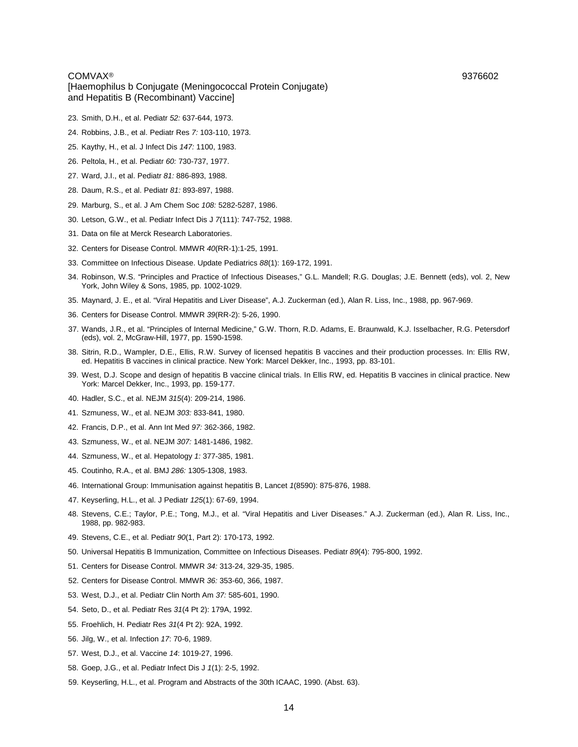23. Smith, D.H., et al. Pediatr *52:* 637-644, 1973.

24. Robbins, J.B., et al. Pediatr Res *7:* 103-110, 1973.

25. Kaythy, H., et al. J Infect Dis *147:* 1100, 1983.

26. Peltola, H., et al. Pediatr *60:* 730-737, 1977.

27. Ward, J.I., et al. Pediatr *81:* 886-893, 1988.

28. Daum, R.S., et al. Pediatr *81:* 893-897, 1988.

29. Marburg, S., et al. J Am Chem Soc *108:* 5282-5287, 1986.

30. Letson, G.W., et al. Pediatr Infect Dis J *7*(111): 747-752, 1988.

31. Data on file at Merck Research Laboratories.

32. Centers for Disease Control. MMWR *40*(RR-1):1-25, 1991.

33. Committee on Infectious Disease. Update Pediatrics *88*(1): 169-172, 1991.

34. Robinson, W.S. "Principles and Practice of Infectious Diseases," G.L. Mandell; R.G. Douglas; J.E. Bennett (eds), vol. 2, New York, John Wiley & Sons, 1985, pp. 1002-1029.

35. Maynard, J. E., et al. "Viral Hepatitis and Liver Disease", A.J. Zuckerman (ed.), Alan R. Liss, Inc., 1988, pp. 967-969.

36. Centers for Disease Control. MMWR *39*(RR-2): 5-26, 1990.

37. Wands, J.R., et al. "Principles of Internal Medicine," G.W. Thorn, R.D. Adams, E. Braunwald, K.J. Isselbacher, R.G. Petersdorf (eds), vol. 2, McGraw-Hill, 1977, pp. 1590-1598.

38. Sitrin, R.D., Wampler, D.E., Ellis, R.W. Survey of licensed hepatitis B vaccines and their production processes. In: Ellis RW, ed. Hepatitis B vaccines in clinical practice. New York: Marcel Dekker, Inc., 1993, pp. 83-101.

39. West, D.J. Scope and design of hepatitis B vaccine clinical trials. In Ellis RW, ed. Hepatitis B vaccines in clinical practice. New York: Marcel Dekker, Inc., 1993, pp. 159-177.

40. Hadler, S.C., et al. NEJM *315*(4): 209-214, 1986.

41. Szmuness, W., et al. NEJM *303:* 833-841, 1980.

42. Francis, D.P., et al. Ann Int Med *97:* 362-366, 1982.

43. Szmuness, W., et al. NEJM *307:* 1481-1486, 1982.

44. Szmuness, W., et al. Hepatology *1:* 377-385, 1981.

45. Coutinho, R.A., et al. BMJ *286:* 1305-1308, 1983.

46. International Group: Immunisation against hepatitis B, Lancet *1*(8590): 875-876, 1988.

47. Keyserling, H.L., et al. J Pediatr *125*(1): 67-69, 1994.

48. Stevens, C.E.; Taylor, P.E.; Tong, M.J., et al. "Viral Hepatitis and Liver Diseases." A.J. Zuckerman (ed.), Alan R. Liss, Inc., 1988, pp. 982-983.

49. Stevens, C.E., et al. Pediatr *90*(1, Part 2): 170-173, 1992.

50. Universal Hepatitis B Immunization, Committee on Infectious Diseases. Pediatr *89*(4): 795-800, 1992.

51. Centers for Disease Control. MMWR *34:* 313-24, 329-35, 1985.

52. Centers for Disease Control. MMWR *36:* 353-60, 366, 1987.

53. West, D.J., et al. Pediatr Clin North Am *37:* 585-601, 1990.

54. Seto, D., et al. Pediatr Res *31*(4 Pt 2): 179A, 1992.

55. Froehlich, H. Pediatr Res *31*(4 Pt 2): 92A, 1992.

56. Jilg, W., et al. Infection *17*: 70-6, 1989.

57. West, D.J., et al. Vaccine *14*: 1019-27, 1996.

58. Goep, J.G., et al. Pediatr Infect Dis J *1*(1): 2-5, 1992.

59. Keyserling, H.L., et al. Program and Abstracts of the 30th ICAAC, 1990. (Abst. 63).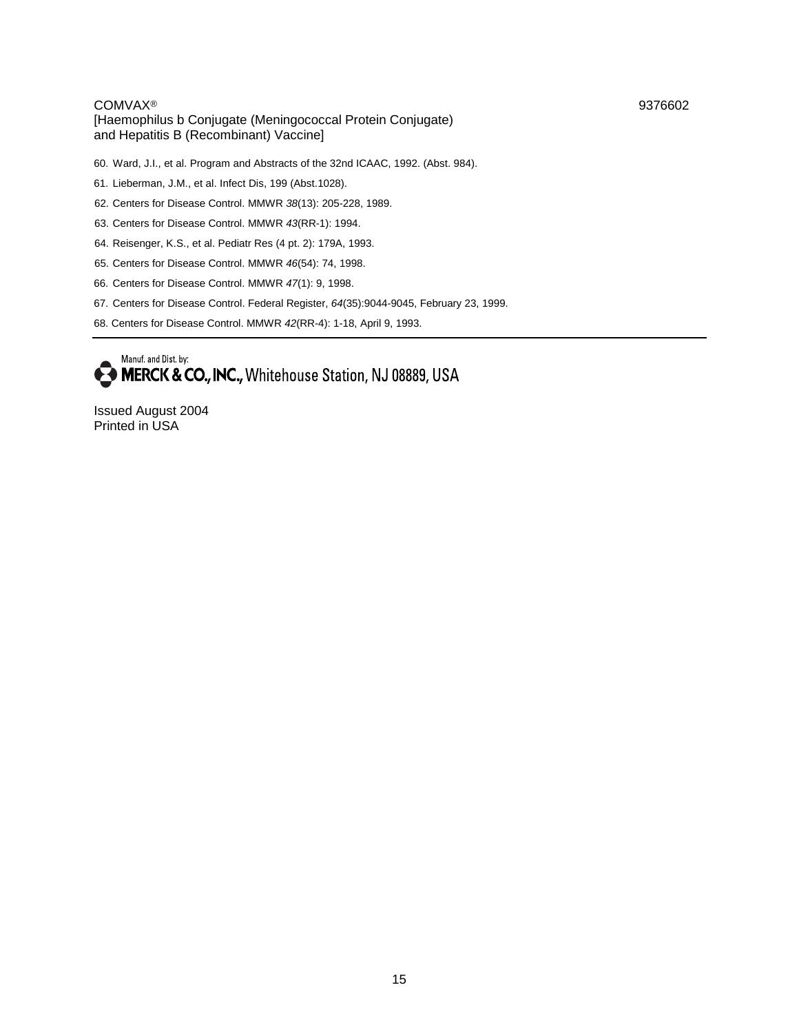60. Ward, J.I., et al. Program and Abstracts of the 32nd ICAAC, 1992. (Abst. 984).
61. Lieberman, J.M., et al. Infect Dis, 199 (Abst.1028).
62. Centers for Disease Control. MMWR *38*(13): 205-228, 1989.
63. Centers for Disease Control. MMWR *43*(RR-1): 1994.
64. Reisenger, K.S., et al. Pediatr Res (4 pt. 2): 179A, 1993.
65. Centers for Disease Control. MMWR *46*(54): 74, 1998.
66. Centers for Disease Control. MMWR *47*(1): 9, 1998.
67. Centers for Disease Control. Federal Register, *64*(35):9044-9045, February 23, 1999.
68. Centers for Disease Control. MMWR *42*(RR-4): 1-18, April 9, 1993.

---

Manuf. and Dist. by:
**MERCK & CO., INC.,** Whitehouse Station, NJ 08889, USA

Issued August 2004
Printed in USA